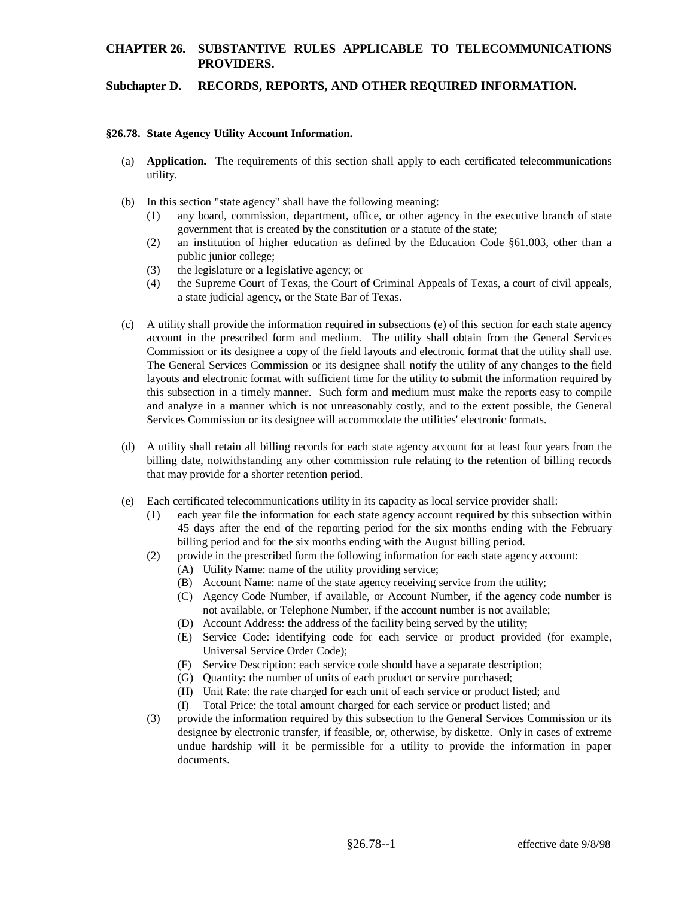# CHAPTER 26. SUBSTANTIVE RULES APPLICABLE TO TELECOMMUNICATIONS PROVIDERS.

## Subchapter D. RECORDS, REPORTS, AND OTHER REQUIRED INFORMATION.

### §26.78. State Agency Utility Account Information.

(a) **Application.** The requirements of this section shall apply to each certificated telecommunications utility.

(b) In this section "state agency" shall have the following meaning:

- (1) any board, commission, department, office, or other agency in the executive branch of state government that is created by the constitution or a statute of the state;
- (2) an institution of higher education as defined by the Education Code §61.003, other than a public junior college;
- (3) the legislature or a legislative agency; or
- (4) the Supreme Court of Texas, the Court of Criminal Appeals of Texas, a court of civil appeals, a state judicial agency, or the State Bar of Texas.

(c) A utility shall provide the information required in subsections (e) of this section for each state agency account in the prescribed form and medium. The utility shall obtain from the General Services Commission or its designee a copy of the field layouts and electronic format that the utility shall use. The General Services Commission or its designee shall notify the utility of any changes to the field layouts and electronic format with sufficient time for the utility to submit the information required by this subsection in a timely manner. Such form and medium must make the reports easy to compile and analyze in a manner which is not unreasonably costly, and to the extent possible, the General Services Commission or its designee will accommodate the utilities' electronic formats.

(d) A utility shall retain all billing records for each state agency account for at least four years from the billing date, notwithstanding any other commission rule relating to the retention of billing records that may provide for a shorter retention period.

(e) Each certificated telecommunications utility in its capacity as local service provider shall:

- (1) each year file the information for each state agency account required by this subsection within 45 days after the end of the reporting period for the six months ending with the February billing period and for the six months ending with the August billing period.
- (2) provide in the prescribed form the following information for each state agency account:
  - (A) Utility Name: name of the utility providing service;
  - (B) Account Name: name of the state agency receiving service from the utility;
  - (C) Agency Code Number, if available, or Account Number, if the agency code number is not available, or Telephone Number, if the account number is not available;
  - (D) Account Address: the address of the facility being served by the utility;
  - (E) Service Code: identifying code for each service or product provided (for example, Universal Service Order Code);
  - (F) Service Description: each service code should have a separate description;
  - (G) Quantity: the number of units of each product or service purchased;
  - (H) Unit Rate: the rate charged for each unit of each service or product listed; and
  - (I) Total Price: the total amount charged for each service or product listed; and
- (3) provide the information required by this subsection to the General Services Commission or its designee by electronic transfer, if feasible, or, otherwise, by diskette. Only in cases of extreme undue hardship will it be permissible for a utility to provide the information in paper documents.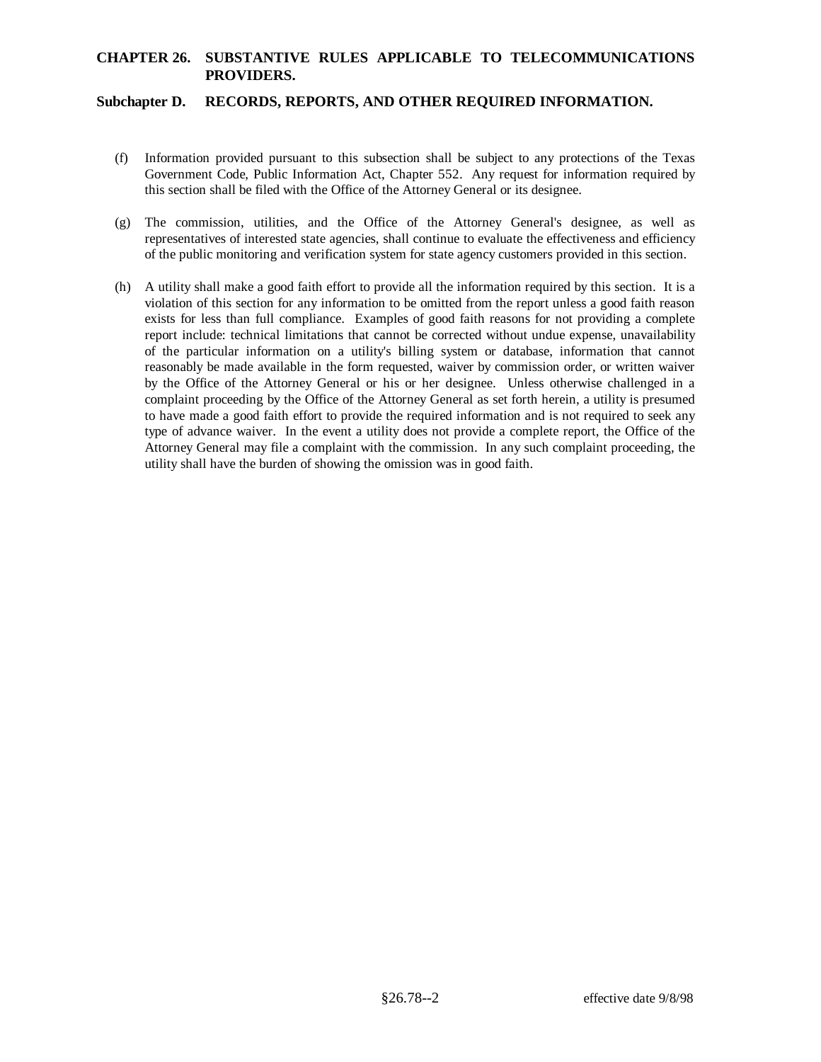(f) Information provided pursuant to this subsection shall be subject to any protections of the Texas Government Code, Public Information Act, Chapter 552. Any request for information required by this section shall be filed with the Office of the Attorney General or its designee.

(g) The commission, utilities, and the Office of the Attorney General's designee, as well as representatives of interested state agencies, shall continue to evaluate the effectiveness and efficiency of the public monitoring and verification system for state agency customers provided in this section.

(h) A utility shall make a good faith effort to provide all the information required by this section. It is a violation of this section for any information to be omitted from the report unless a good faith reason exists for less than full compliance. Examples of good faith reasons for not providing a complete report include: technical limitations that cannot be corrected without undue expense, unavailability of the particular information on a utility's billing system or database, information that cannot reasonably be made available in the form requested, waiver by commission order, or written waiver by the Office of the Attorney General or his or her designee. Unless otherwise challenged in a complaint proceeding by the Office of the Attorney General as set forth herein, a utility is presumed to have made a good faith effort to provide the required information and is not required to seek any type of advance waiver. In the event a utility does not provide a complete report, the Office of the Attorney General may file a complaint with the commission. In any such complaint proceeding, the utility shall have the burden of showing the omission was in good faith.